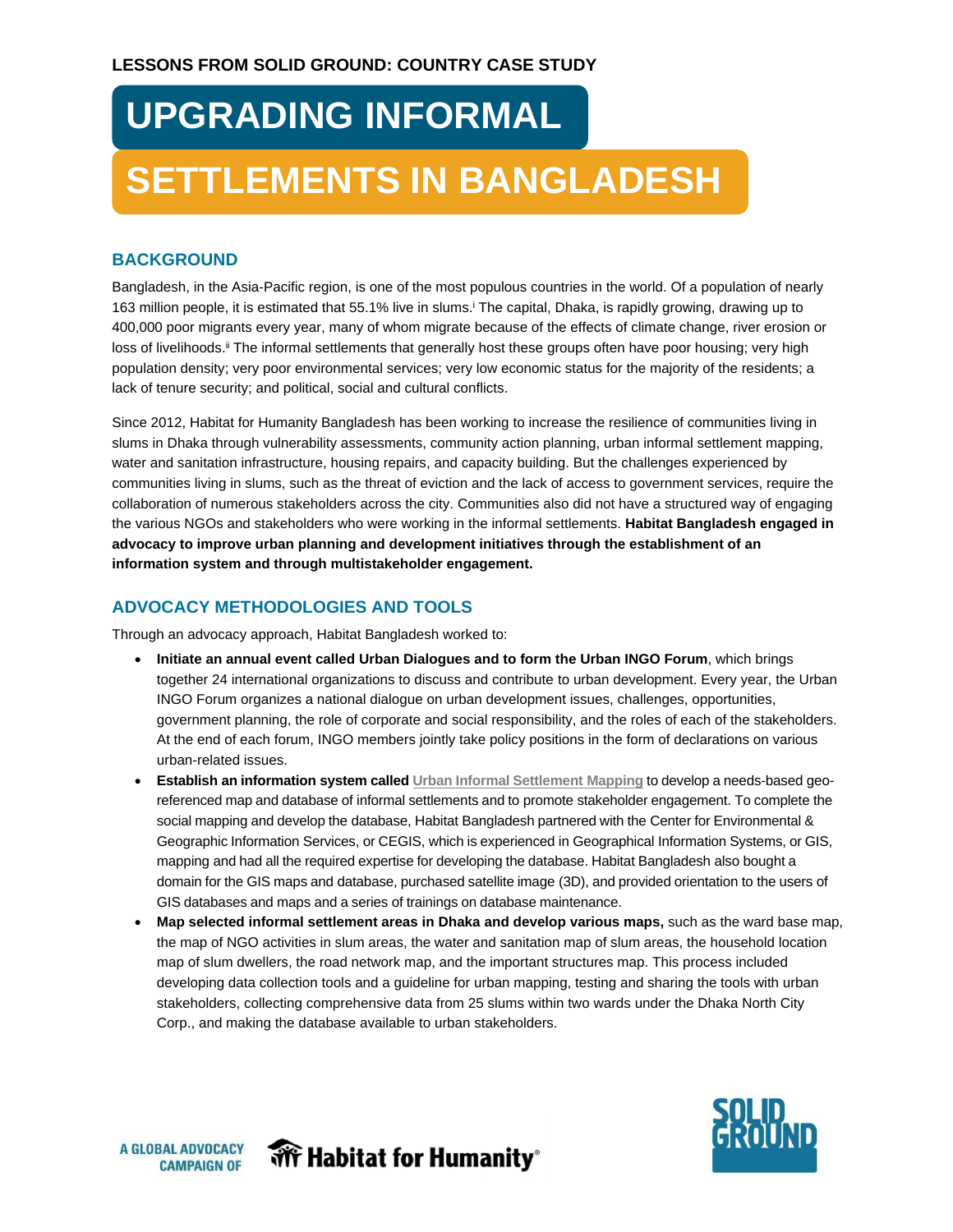LESSONS FROM SOLID GROUND: COUNTRY CASE STUDY

# UPGRADING INFORMAL SETTLEMENTS IN BANGLADESH

## BACKGROUND

Bangladesh, in the Asia-Pacific region, is one of the most populous countries in the world. Of a population of nearly 163 million people, it is estimated that 55.1% live in slums.[i] The capital, Dhaka, is rapidly growing, drawing up to 400,000 poor migrants every year, many of whom migrate because of the effects of climate change, river erosion or loss of livelihoods.[ii] The informal settlements that generally host these groups often have poor housing; very high population density; very poor environmental services; very low economic status for the majority of the residents; a lack of tenure security; and political, social and cultural conflicts.

Since 2012, Habitat for Humanity Bangladesh has been working to increase the resilience of communities living in slums in Dhaka through vulnerability assessments, community action planning, urban informal settlement mapping, water and sanitation infrastructure, housing repairs, and capacity building. But the challenges experienced by communities living in slums, such as the threat of eviction and the lack of access to government services, require the collaboration of numerous stakeholders across the city. Communities also did not have a structured way of engaging the various NGOs and stakeholders who were working in the informal settlements. **Habitat Bangladesh engaged in advocacy to improve urban planning and development initiatives through the establishment of an information system and through multistakeholder engagement.**

## ADVOCACY METHODOLOGIES AND TOOLS

Through an advocacy approach, Habitat Bangladesh worked to:

- **Initiate an annual event called Urban Dialogues and to form the Urban INGO Forum**, which brings together 24 international organizations to discuss and contribute to urban development. Every year, the Urban INGO Forum organizes a national dialogue on urban development issues, challenges, opportunities, government planning, the role of corporate and social responsibility, and the roles of each of the stakeholders. At the end of each forum, INGO members jointly take policy positions in the form of declarations on various urban-related issues.
- **Establish an information system called** Urban Informal Settlement Mapping to develop a needs-based geo-referenced map and database of informal settlements and to promote stakeholder engagement. To complete the social mapping and develop the database, Habitat Bangladesh partnered with the Center for Environmental & Geographic Information Services, or CEGIS, which is experienced in Geographical Information Systems, or GIS, mapping and had all the required expertise for developing the database. Habitat Bangladesh also bought a domain for the GIS maps and database, purchased satellite image (3D), and provided orientation to the users of GIS databases and maps and a series of trainings on database maintenance.
- **Map selected informal settlement areas in Dhaka and develop various maps,** such as the ward base map, the map of NGO activities in slum areas, the water and sanitation map of slum areas, the household location map of slum dwellers, the road network map, and the important structures map. This process included developing data collection tools and a guideline for urban mapping, testing and sharing the tools with urban stakeholders, collecting comprehensive data from 25 slums within two wards under the Dhaka North City Corp., and making the database available to urban stakeholders.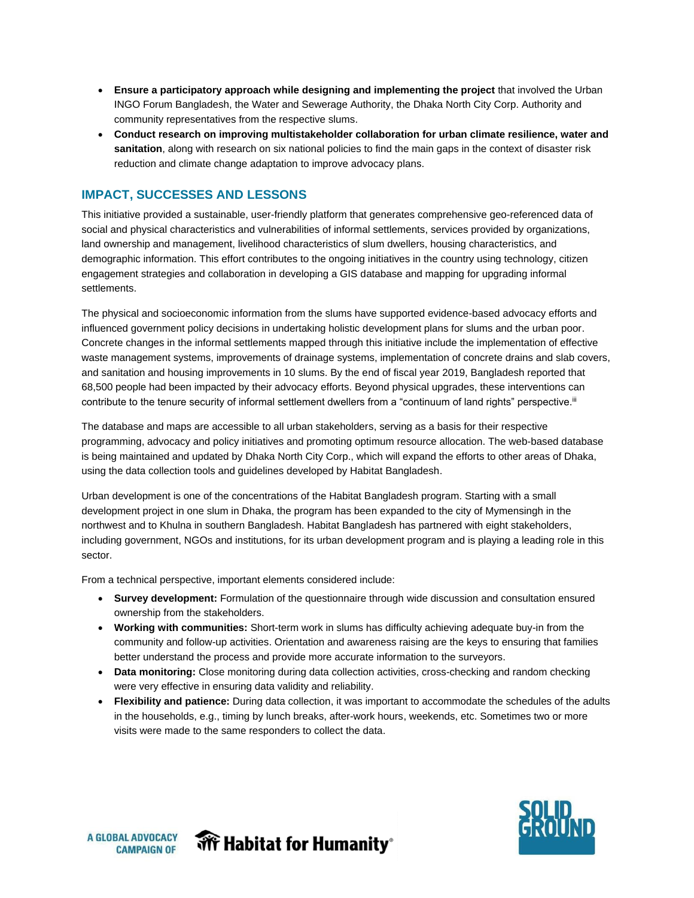- **Ensure a participatory approach while designing and implementing the project** that involved the Urban INGO Forum Bangladesh, the Water and Sewerage Authority, the Dhaka North City Corp. Authority and community representatives from the respective slums.
- **Conduct research on improving multistakeholder collaboration for urban climate resilience, water and sanitation**, along with research on six national policies to find the main gaps in the context of disaster risk reduction and climate change adaptation to improve advocacy plans.

## IMPACT, SUCCESSES AND LESSONS

This initiative provided a sustainable, user-friendly platform that generates comprehensive geo-referenced data of social and physical characteristics and vulnerabilities of informal settlements, services provided by organizations, land ownership and management, livelihood characteristics of slum dwellers, housing characteristics, and demographic information. This effort contributes to the ongoing initiatives in the country using technology, citizen engagement strategies and collaboration in developing a GIS database and mapping for upgrading informal settlements.

The physical and socioeconomic information from the slums have supported evidence-based advocacy efforts and influenced government policy decisions in undertaking holistic development plans for slums and the urban poor. Concrete changes in the informal settlements mapped through this initiative include the implementation of effective waste management systems, improvements of drainage systems, implementation of concrete drains and slab covers, and sanitation and housing improvements in 10 slums. By the end of fiscal year 2019, Bangladesh reported that 68,500 people had been impacted by their advocacy efforts. Beyond physical upgrades, these interventions can contribute to the tenure security of informal settlement dwellers from a "continuum of land rights" perspective.[iii]

The database and maps are accessible to all urban stakeholders, serving as a basis for their respective programming, advocacy and policy initiatives and promoting optimum resource allocation. The web-based database is being maintained and updated by Dhaka North City Corp., which will expand the efforts to other areas of Dhaka, using the data collection tools and guidelines developed by Habitat Bangladesh.

Urban development is one of the concentrations of the Habitat Bangladesh program. Starting with a small development project in one slum in Dhaka, the program has been expanded to the city of Mymensingh in the northwest and to Khulna in southern Bangladesh. Habitat Bangladesh has partnered with eight stakeholders, including government, NGOs and institutions, for its urban development program and is playing a leading role in this sector.

From a technical perspective, important elements considered include:

- **Survey development:** Formulation of the questionnaire through wide discussion and consultation ensured ownership from the stakeholders.
- **Working with communities:** Short-term work in slums has difficulty achieving adequate buy-in from the community and follow-up activities. Orientation and awareness raising are the keys to ensuring that families better understand the process and provide more accurate information to the surveyors.
- **Data monitoring:** Close monitoring during data collection activities, cross-checking and random checking were very effective in ensuring data validity and reliability.
- **Flexibility and patience:** During data collection, it was important to accommodate the schedules of the adults in the households, e.g., timing by lunch breaks, after-work hours, weekends, etc. Sometimes two or more visits were made to the same responders to collect the data.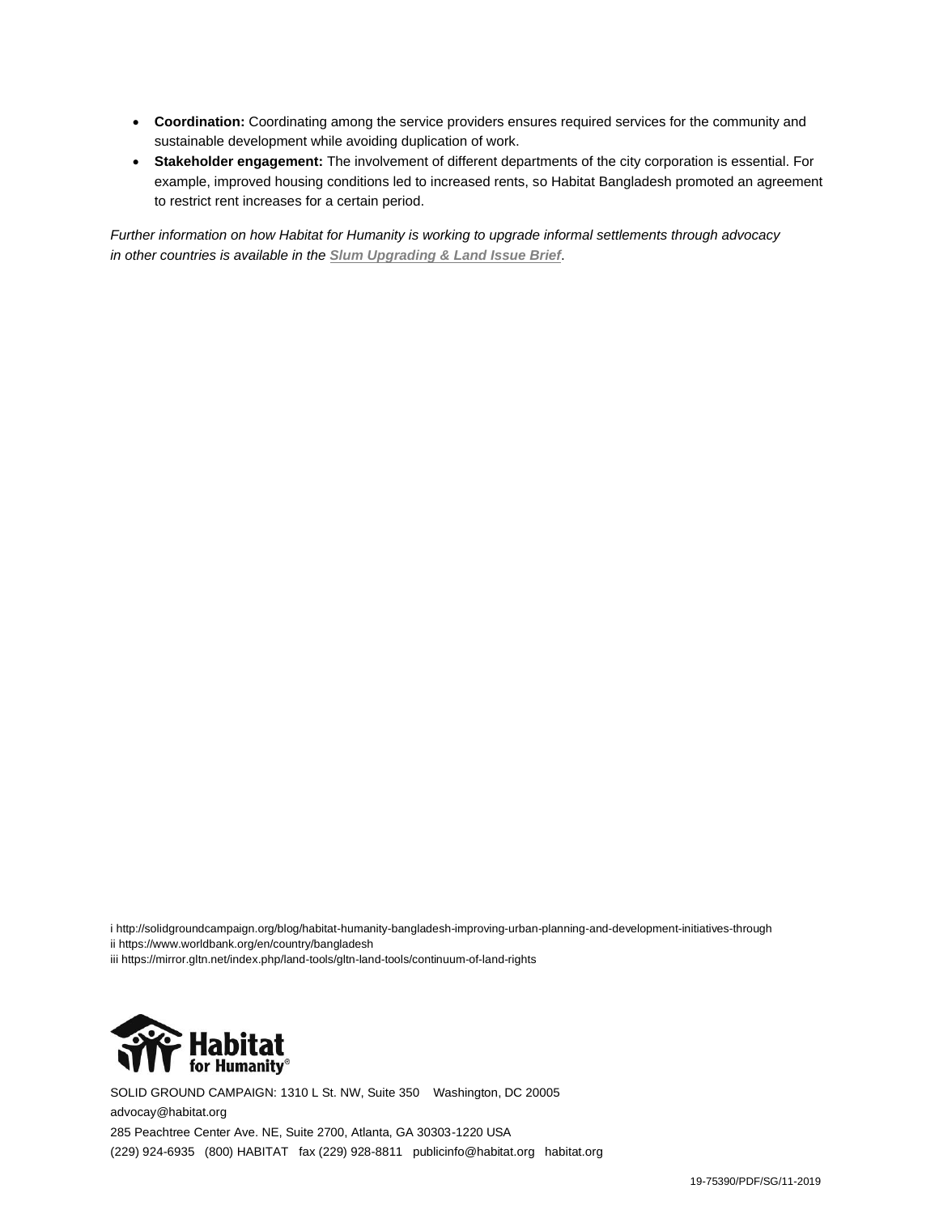- **Coordination:** Coordinating among the service providers ensures required services for the community and sustainable development while avoiding duplication of work.
- **Stakeholder engagement:** The involvement of different departments of the city corporation is essential. For example, improved housing conditions led to increased rents, so Habitat Bangladesh promoted an agreement to restrict rent increases for a certain period.

*Further information on how Habitat for Humanity is working to upgrade informal settlements through advocacy in other countries is available in the **Slum Upgrading & Land Issue Brief**.*

i http://solidgroundcampaign.org/blog/habitat-humanity-bangladesh-improving-urban-planning-and-development-initiatives-through
ii https://www.worldbank.org/en/country/bangladesh
iii https://mirror.gltn.net/index.php/land-tools/gltn-land-tools/continuum-of-land-rights

Habitat for Humanity®

SOLID GROUND CAMPAIGN: 1310 L St. NW, Suite 350 Washington, DC 20005
advocay@habitat.org
285 Peachtree Center Ave. NE, Suite 2700, Atlanta, GA 30303-1220 USA
(229) 924-6935 (800) HABITAT fax (229) 928-8811 publicinfo@habitat.org habitat.org

19-75390/PDF/SG/11-2019